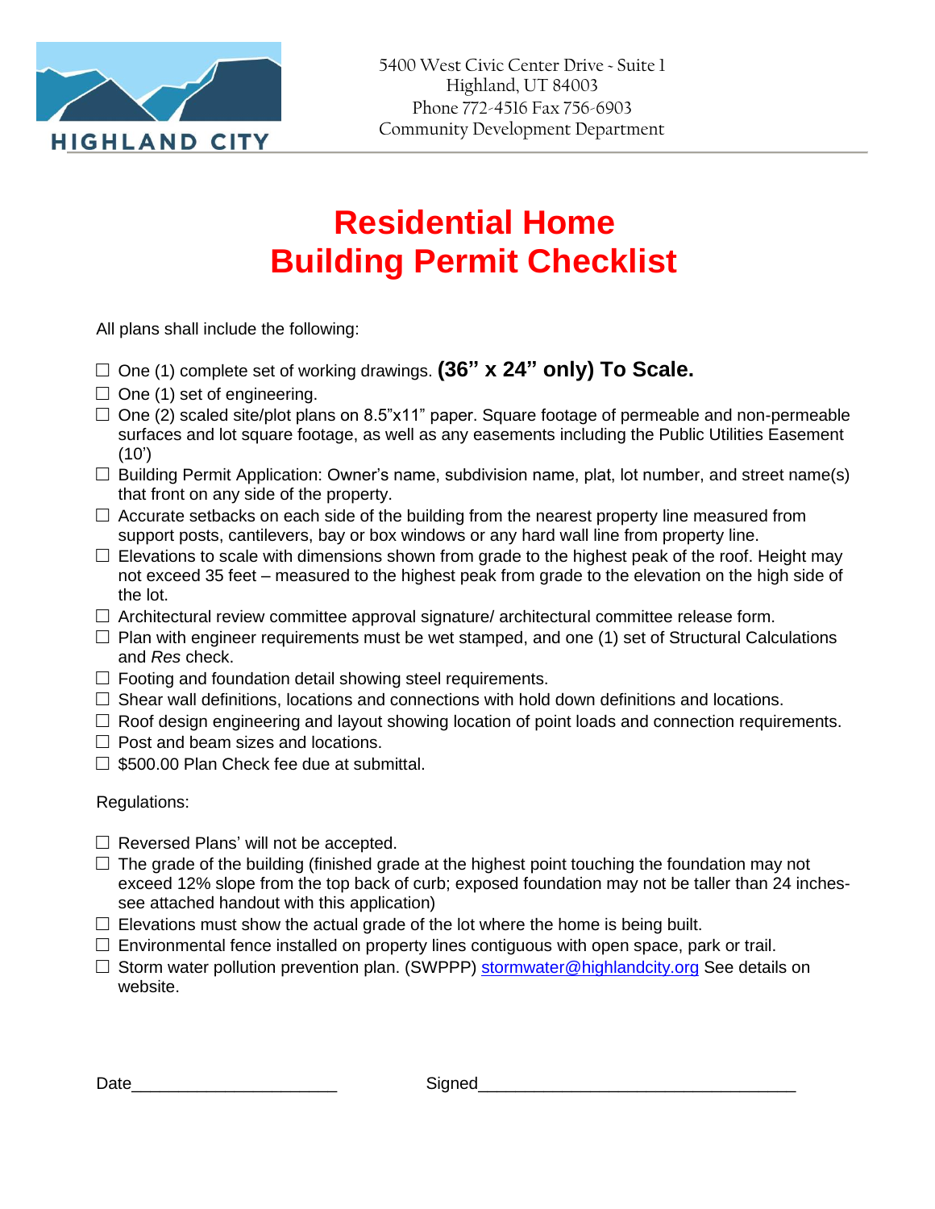HIGHLAND CITY

5400 West Civic Center Drive - Suite 1
Highland, UT 84003
Phone 772-4516 Fax 756-6903
Community Development Department

# Residential Home Building Permit Checklist

All plans shall include the following:

- ☐ One (1) complete set of working drawings. **(36" x 24" only) To Scale.**
- ☐ One (1) set of engineering.
- ☐ One (2) scaled site/plot plans on 8.5"x11" paper. Square footage of permeable and non-permeable surfaces and lot square footage, as well as any easements including the Public Utilities Easement (10')
- ☐ Building Permit Application: Owner's name, subdivision name, plat, lot number, and street name(s) that front on any side of the property.
- ☐ Accurate setbacks on each side of the building from the nearest property line measured from support posts, cantilevers, bay or box windows or any hard wall line from property line.
- ☐ Elevations to scale with dimensions shown from grade to the highest peak of the roof. Height may not exceed 35 feet – measured to the highest peak from grade to the elevation on the high side of the lot.
- ☐ Architectural review committee approval signature/ architectural committee release form.
- ☐ Plan with engineer requirements must be wet stamped, and one (1) set of Structural Calculations and *Res* check.
- ☐ Footing and foundation detail showing steel requirements.
- ☐ Shear wall definitions, locations and connections with hold down definitions and locations.
- ☐ Roof design engineering and layout showing location of point loads and connection requirements.
- ☐ Post and beam sizes and locations.
- ☐ $500.00 Plan Check fee due at submittal.

Regulations:

- ☐ Reversed Plans' will not be accepted.
- ☐ The grade of the building (finished grade at the highest point touching the foundation may not exceed 12% slope from the top back of curb; exposed foundation may not be taller than 24 inches- see attached handout with this application)
- ☐ Elevations must show the actual grade of the lot where the home is being built.
- ☐ Environmental fence installed on property lines contiguous with open space, park or trail.
- ☐ Storm water pollution prevention plan. (SWPPP) stormwater@highlandcity.org See details on website.

Date______________________ Signed__________________________________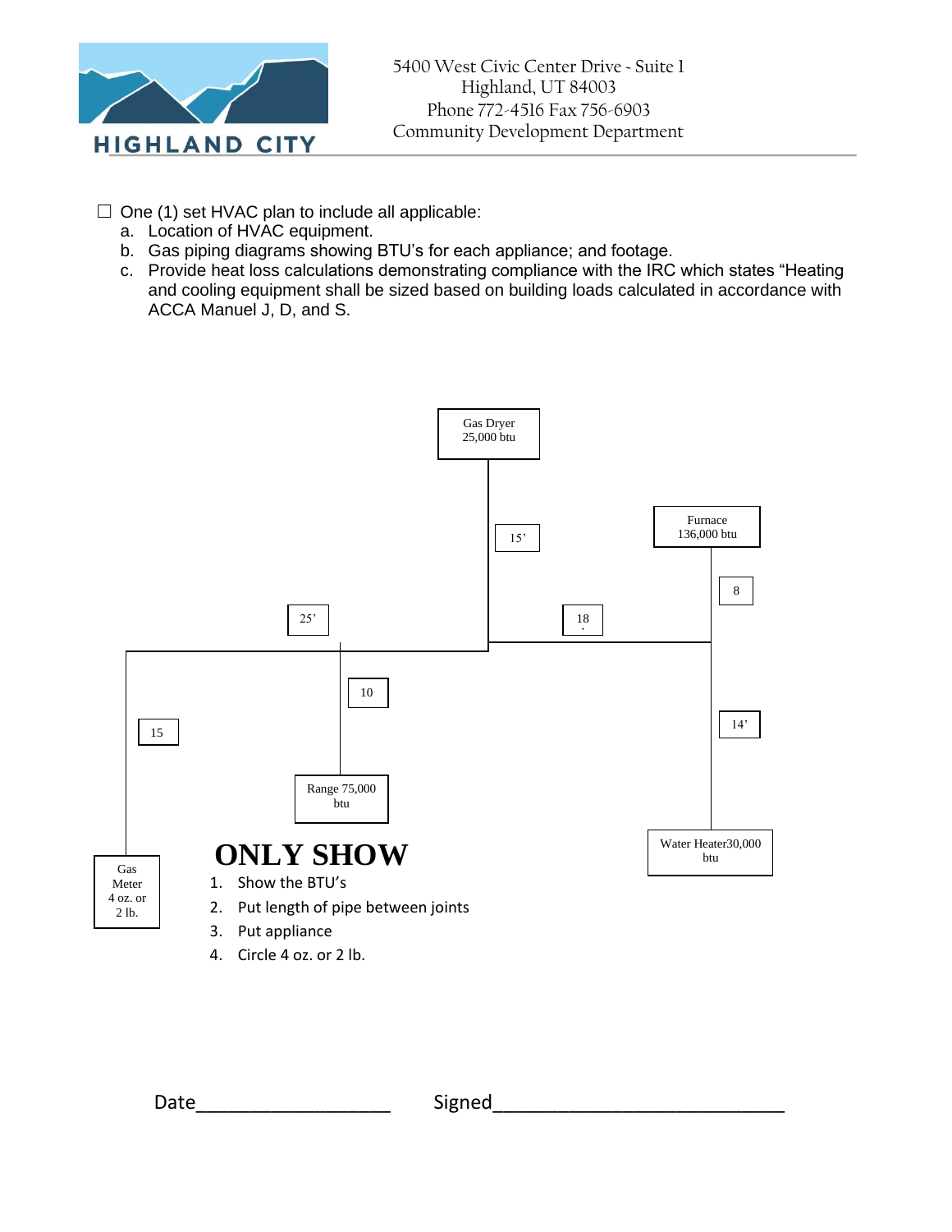HIGHLAND CITY

5400 West Civic Center Drive - Suite 1
Highland, UT 84003
Phone 772-4516 Fax 756-6903
Community Development Department

☐ One (1) set HVAC plan to include all applicable:

a. Location of HVAC equipment.
b. Gas piping diagrams showing BTU's for each appliance; and footage.
c. Provide heat loss calculations demonstrating compliance with the IRC which states "Heating and cooling equipment shall be sized based on building loads calculated in accordance with ACCA Manuel J, D, and S.

Gas Dryer 25,000 btu

15'

Furnace 136,000 btu

8

25'

18

10

15

14'

Range 75,000 btu

Water Heater30,000 btu

Gas Meter 4 oz. or 2 lb.

# ONLY SHOW

1. Show the BTU's
2. Put length of pipe between joints
3. Put appliance
4. Circle 4 oz. or 2 lb.

Date___________________ Signed___________________________